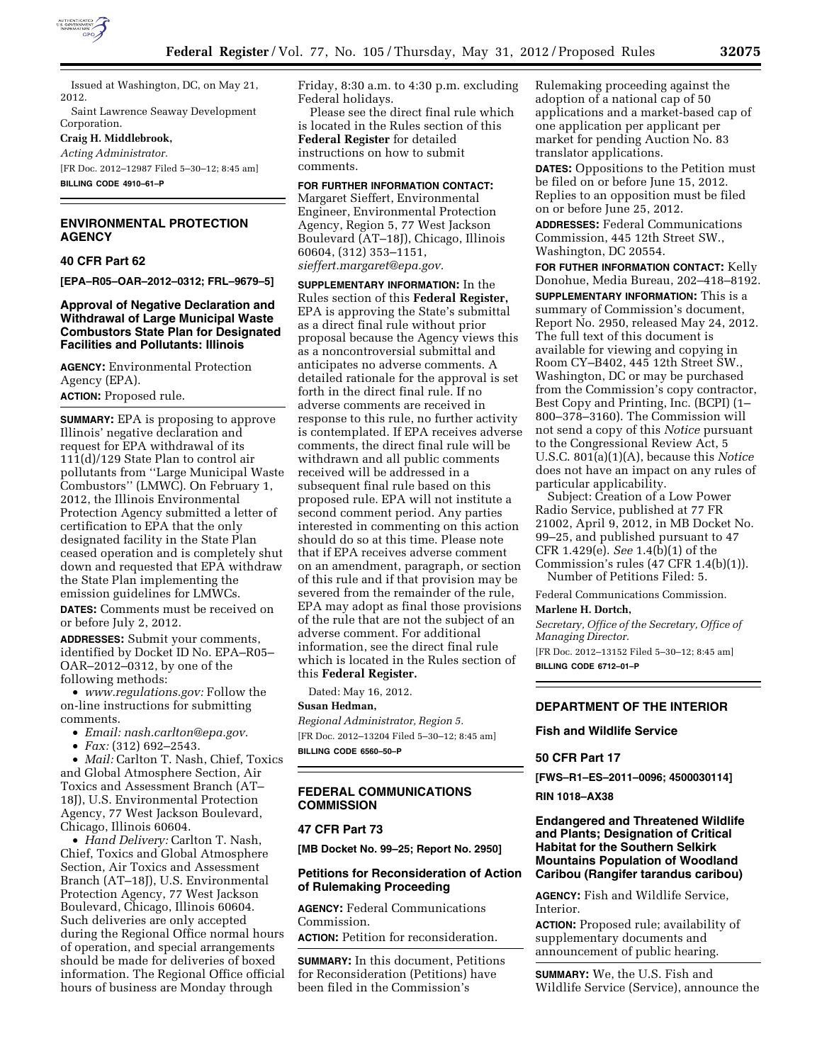Issued at Washington, DC, on May 21, 2012.

Saint Lawrence Seaway Development Corporation.

**Craig H. Middlebrook,**

*Acting Administrator.*

[FR Doc. 2012–12987 Filed 5–30–12; 8:45 am]

**BILLING CODE 4910–61–P**

## ENVIRONMENTAL PROTECTION AGENCY

### 40 CFR Part 62

**[EPA–R05–OAR–2012–0312; FRL–9679–5]**

### Approval of Negative Declaration and Withdrawal of Large Municipal Waste Combustors State Plan for Designated Facilities and Pollutants: Illinois

**AGENCY:** Environmental Protection Agency (EPA).

**ACTION:** Proposed rule.

**SUMMARY:** EPA is proposing to approve Illinois' negative declaration and request for EPA withdrawal of its 111(d)/129 State Plan to control air pollutants from ''Large Municipal Waste Combustors'' (LMWC). On February 1, 2012, the Illinois Environmental Protection Agency submitted a letter of certification to EPA that the only designated facility in the State Plan ceased operation and is completely shut down and requested that EPA withdraw the State Plan implementing the emission guidelines for LMWCs.

**DATES:** Comments must be received on or before July 2, 2012.

**ADDRESSES:** Submit your comments, identified by Docket ID No. EPA–R05–OAR–2012–0312, by one of the following methods:

- *www.regulations.gov:* Follow the on-line instructions for submitting comments.
- *Email: nash.carlton@epa.gov.*
- *Fax:* (312) 692–2543.
- *Mail:* Carlton T. Nash, Chief, Toxics and Global Atmosphere Section, Air Toxics and Assessment Branch (AT–18J), U.S. Environmental Protection Agency, 77 West Jackson Boulevard, Chicago, Illinois 60604.
- *Hand Delivery:* Carlton T. Nash, Chief, Toxics and Global Atmosphere Section, Air Toxics and Assessment Branch (AT–18J), U.S. Environmental Protection Agency, 77 West Jackson Boulevard, Chicago, Illinois 60604. Such deliveries are only accepted during the Regional Office normal hours of operation, and special arrangements should be made for deliveries of boxed information. The Regional Office official hours of business are Monday through Friday, 8:30 a.m. to 4:30 p.m. excluding Federal holidays.

Please see the direct final rule which is located in the Rules section of this **Federal Register** for detailed instructions on how to submit comments.

**FOR FURTHER INFORMATION CONTACT:** Margaret Sieffert, Environmental Engineer, Environmental Protection Agency, Region 5, 77 West Jackson Boulevard (AT–18J), Chicago, Illinois 60604, (312) 353–1151, *sieffert.margaret@epa.gov.*

**SUPPLEMENTARY INFORMATION:** In the Rules section of this **Federal Register,** EPA is approving the State's submittal as a direct final rule without prior proposal because the Agency views this as a noncontroversial submittal and anticipates no adverse comments. A detailed rationale for the approval is set forth in the direct final rule. If no adverse comments are received in response to this rule, no further activity is contemplated. If EPA receives adverse comments, the direct final rule will be withdrawn and all public comments received will be addressed in a subsequent final rule based on this proposed rule. EPA will not institute a second comment period. Any parties interested in commenting on this action should do so at this time. Please note that if EPA receives adverse comment on an amendment, paragraph, or section of this rule and if that provision may be severed from the remainder of the rule, EPA may adopt as final those provisions of the rule that are not the subject of an adverse comment. For additional information, see the direct final rule which is located in the Rules section of this **Federal Register.**

Dated: May 16, 2012.

**Susan Hedman,**

*Regional Administrator, Region 5.*

[FR Doc. 2012–13204 Filed 5–30–12; 8:45 am]

**BILLING CODE 6560–50–P**

## FEDERAL COMMUNICATIONS COMMISSION

### 47 CFR Part 73

**[MB Docket No. 99–25; Report No. 2950]**

### Petitions for Reconsideration of Action of Rulemaking Proceeding

**AGENCY:** Federal Communications Commission.

**ACTION:** Petition for reconsideration.

**SUMMARY:** In this document, Petitions for Reconsideration (Petitions) have been filed in the Commission's Rulemaking proceeding against the adoption of a national cap of 50 applications and a market-based cap of one application per applicant per market for pending Auction No. 83 translator applications.

**DATES:** Oppositions to the Petition must be filed on or before June 15, 2012. Replies to an opposition must be filed on or before June 25, 2012.

**ADDRESSES:** Federal Communications Commission, 445 12th Street SW., Washington, DC 20554.

**FOR FUTHER INFORMATION CONTACT:** Kelly Donohue, Media Bureau, 202–418–8192.

**SUPPLEMENTARY INFORMATION:** This is a summary of Commission's document, Report No. 2950, released May 24, 2012. The full text of this document is available for viewing and copying in Room CY–B402, 445 12th Street SW., Washington, DC or may be purchased from the Commission's copy contractor, Best Copy and Printing, Inc. (BCPI) (1–800–378–3160). The Commission will not send a copy of this *Notice* pursuant to the Congressional Review Act, 5 U.S.C. 801(a)(1)(A), because this *Notice* does not have an impact on any rules of particular applicability.

Subject: Creation of a Low Power Radio Service, published at 77 FR 21002, April 9, 2012, in MB Docket No. 99–25, and published pursuant to 47 CFR 1.429(e). *See* 1.4(b)(1) of the Commission's rules (47 CFR 1.4(b)(1)).

Number of Petitions Filed: 5.

Federal Communications Commission.

**Marlene H. Dortch,**

*Secretary, Office of the Secretary, Office of Managing Director.*

[FR Doc. 2012–13152 Filed 5–30–12; 8:45 am]

**BILLING CODE 6712–01–P**

## DEPARTMENT OF THE INTERIOR

### Fish and Wildlife Service

### 50 CFR Part 17

**[FWS–R1–ES–2011–0096; 4500030114]**

**RIN 1018–AX38**

### Endangered and Threatened Wildlife and Plants; Designation of Critical Habitat for the Southern Selkirk Mountains Population of Woodland Caribou (Rangifer tarandus caribou)

**AGENCY:** Fish and Wildlife Service, Interior.

**ACTION:** Proposed rule; availability of supplementary documents and announcement of public hearing.

**SUMMARY:** We, the U.S. Fish and Wildlife Service (Service), announce the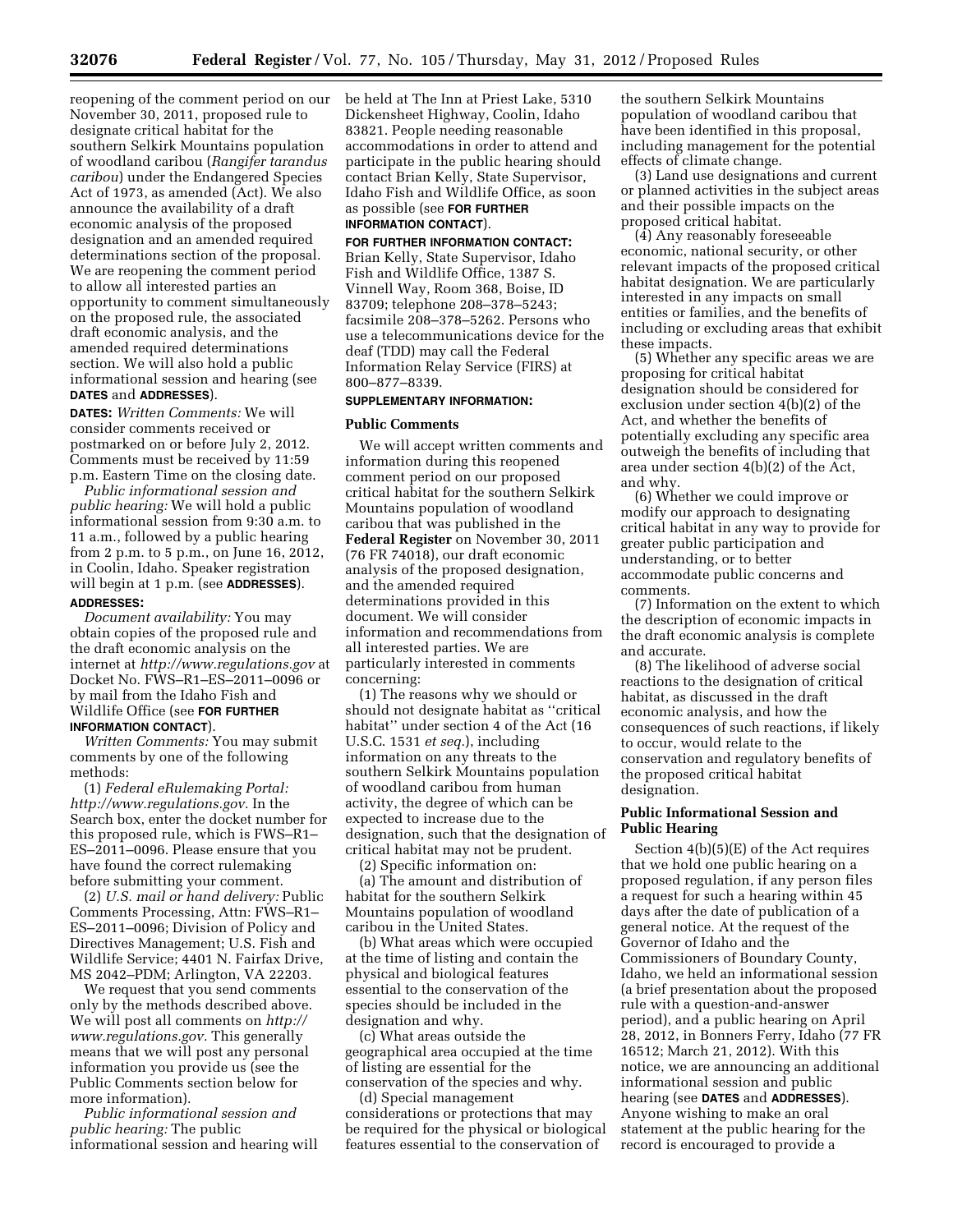reopening of the comment period on our November 30, 2011, proposed rule to designate critical habitat for the southern Selkirk Mountains population of woodland caribou (*Rangifer tarandus caribou*) under the Endangered Species Act of 1973, as amended (Act). We also announce the availability of a draft economic analysis of the proposed designation and an amended required determinations section of the proposal. We are reopening the comment period to allow all interested parties an opportunity to comment simultaneously on the proposed rule, the associated draft economic analysis, and the amended required determinations section. We will also hold a public informational session and hearing (see **DATES** and **ADDRESSES**).

**DATES:** *Written Comments:* We will consider comments received or postmarked on or before July 2, 2012. Comments must be received by 11:59 p.m. Eastern Time on the closing date.

*Public informational session and public hearing:* We will hold a public informational session from 9:30 a.m. to 11 a.m., followed by a public hearing from 2 p.m. to 5 p.m., on June 16, 2012, in Coolin, Idaho. Speaker registration will begin at 1 p.m. (see **ADDRESSES**).

**ADDRESSES:**

*Document availability:* You may obtain copies of the proposed rule and the draft economic analysis on the internet at *http://www.regulations.gov* at Docket No. FWS–R1–ES–2011–0096 or by mail from the Idaho Fish and Wildlife Office (see **FOR FURTHER INFORMATION CONTACT**).

*Written Comments:* You may submit comments by one of the following methods:

(1) *Federal eRulemaking Portal: http://www.regulations.gov.* In the Search box, enter the docket number for this proposed rule, which is FWS–R1–ES–2011–0096. Please ensure that you have found the correct rulemaking before submitting your comment.

(2) *U.S. mail or hand delivery:* Public Comments Processing, Attn: FWS–R1–ES–2011–0096; Division of Policy and Directives Management; U.S. Fish and Wildlife Service; 4401 N. Fairfax Drive, MS 2042–PDM; Arlington, VA 22203.

We request that you send comments only by the methods described above. We will post all comments on *http://www.regulations.gov.* This generally means that we will post any personal information you provide us (see the Public Comments section below for more information).

*Public informational session and public hearing:* The public informational session and hearing will be held at The Inn at Priest Lake, 5310 Dickensheet Highway, Coolin, Idaho 83821. People needing reasonable accommodations in order to attend and participate in the public hearing should contact Brian Kelly, State Supervisor, Idaho Fish and Wildlife Office, as soon as possible (see **FOR FURTHER INFORMATION CONTACT**).

**FOR FURTHER INFORMATION CONTACT:** Brian Kelly, State Supervisor, Idaho Fish and Wildlife Office, 1387 S. Vinnell Way, Room 368, Boise, ID 83709; telephone 208–378–5243; facsimile 208–378–5262. Persons who use a telecommunications device for the deaf (TDD) may call the Federal Information Relay Service (FIRS) at 800–877–8339.

**SUPPLEMENTARY INFORMATION:**

## Public Comments

We will accept written comments and information during this reopened comment period on our proposed critical habitat for the southern Selkirk Mountains population of woodland caribou that was published in the **Federal Register** on November 30, 2011 (76 FR 74018), our draft economic analysis of the proposed designation, and the amended required determinations provided in this document. We will consider information and recommendations from all interested parties. We are particularly interested in comments concerning:

(1) The reasons why we should or should not designate habitat as ''critical habitat'' under section 4 of the Act (16 U.S.C. 1531 *et seq.*), including information on any threats to the southern Selkirk Mountains population of woodland caribou from human activity, the degree of which can be expected to increase due to the designation, such that the designation of critical habitat may not be prudent.

(2) Specific information on:

(a) The amount and distribution of habitat for the southern Selkirk Mountains population of woodland caribou in the United States.

(b) What areas which were occupied at the time of listing and contain the physical and biological features essential to the conservation of the species should be included in the designation and why.

(c) What areas outside the geographical area occupied at the time of listing are essential for the conservation of the species and why.

(d) Special management considerations or protections that may be required for the physical or biological features essential to the conservation of the southern Selkirk Mountains population of woodland caribou that have been identified in this proposal, including management for the potential effects of climate change.

(3) Land use designations and current or planned activities in the subject areas and their possible impacts on the proposed critical habitat.

(4) Any reasonably foreseeable economic, national security, or other relevant impacts of the proposed critical habitat designation. We are particularly interested in any impacts on small entities or families, and the benefits of including or excluding areas that exhibit these impacts.

(5) Whether any specific areas we are proposing for critical habitat designation should be considered for exclusion under section 4(b)(2) of the Act, and whether the benefits of potentially excluding any specific area outweigh the benefits of including that area under section 4(b)(2) of the Act, and why.

(6) Whether we could improve or modify our approach to designating critical habitat in any way to provide for greater public participation and understanding, or to better accommodate public concerns and comments.

(7) Information on the extent to which the description of economic impacts in the draft economic analysis is complete and accurate.

(8) The likelihood of adverse social reactions to the designation of critical habitat, as discussed in the draft economic analysis, and how the consequences of such reactions, if likely to occur, would relate to the conservation and regulatory benefits of the proposed critical habitat designation.

## Public Informational Session and Public Hearing

Section 4(b)(5)(E) of the Act requires that we hold one public hearing on a proposed regulation, if any person files a request for such a hearing within 45 days after the date of publication of a general notice. At the request of the Governor of Idaho and the Commissioners of Boundary County, Idaho, we held an informational session (a brief presentation about the proposed rule with a question-and-answer period), and a public hearing on April 28, 2012, in Bonners Ferry, Idaho (77 FR 16512; March 21, 2012). With this notice, we are announcing an additional informational session and public hearing (see **DATES** and **ADDRESSES**). Anyone wishing to make an oral statement at the public hearing for the record is encouraged to provide a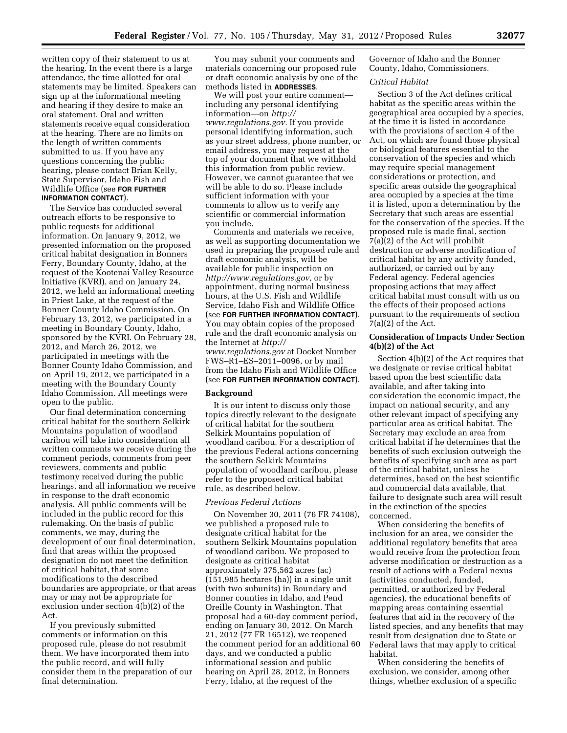written copy of their statement to us at the hearing. In the event there is a large attendance, the time allotted for oral statements may be limited. Speakers can sign up at the informational meeting and hearing if they desire to make an oral statement. Oral and written statements receive equal consideration at the hearing. There are no limits on the length of written comments submitted to us. If you have any questions concerning the public hearing, please contact Brian Kelly, State Supervisor, Idaho Fish and Wildlife Office (see **FOR FURTHER INFORMATION CONTACT**).

The Service has conducted several outreach efforts to be responsive to public requests for additional information. On January 9, 2012, we presented information on the proposed critical habitat designation in Bonners Ferry, Boundary County, Idaho, at the request of the Kootenai Valley Resource Initiative (KVRI), and on January 24, 2012, we held an informational meeting in Priest Lake, at the request of the Bonner County Idaho Commission. On February 13, 2012, we participated in a meeting in Boundary County, Idaho, sponsored by the KVRI. On February 28, 2012, and March 26, 2012, we participated in meetings with the Bonner County Idaho Commission, and on April 19, 2012, we participated in a meeting with the Boundary County Idaho Commission. All meetings were open to the public.

Our final determination concerning critical habitat for the southern Selkirk Mountains population of woodland caribou will take into consideration all written comments we receive during the comment periods, comments from peer reviewers, comments and public testimony received during the public hearings, and all information we receive in response to the draft economic analysis. All public comments will be included in the public record for this rulemaking. On the basis of public comments, we may, during the development of our final determination, find that areas within the proposed designation do not meet the definition of critical habitat, that some modifications to the described boundaries are appropriate, or that areas may or may not be appropriate for exclusion under section 4(b)(2) of the Act.

If you previously submitted comments or information on this proposed rule, please do not resubmit them. We have incorporated them into the public record, and will fully consider them in the preparation of our final determination.

You may submit your comments and materials concerning our proposed rule or draft economic analysis by one of the methods listed in **ADDRESSES**.

We will post your entire comment—including any personal identifying information—on *http://www.regulations.gov*. If you provide personal identifying information, such as your street address, phone number, or email address, you may request at the top of your document that we withhold this information from public review. However, we cannot guarantee that we will be able to do so. Please include sufficient information with your comments to allow us to verify any scientific or commercial information you include.

Comments and materials we receive, as well as supporting documentation we used in preparing the proposed rule and draft economic analysis, will be available for public inspection on *http://www.regulations.gov,* or by appointment, during normal business hours, at the U.S. Fish and Wildlife Service, Idaho Fish and Wildlife Office (see **FOR FURTHER INFORMATION CONTACT**). You may obtain copies of the proposed rule and the draft economic analysis on the Internet at *http://www.regulations.gov* at Docket Number FWS–R1–ES–2011–0096, or by mail from the Idaho Fish and Wildlife Office (see **FOR FURTHER INFORMATION CONTACT**).

## Background

It is our intent to discuss only those topics directly relevant to the designate of critical habitat for the southern Selkirk Mountains population of woodland caribou. For a description of the previous Federal actions concerning the southern Selkirk Mountains population of woodland caribou, please refer to the proposed critical habitat rule, as described below.

### *Previous Federal Actions*

On November 30, 2011 (76 FR 74108), we published a proposed rule to designate critical habitat for the southern Selkirk Mountains population of woodland caribou. We proposed to designate as critical habitat approximately 375,562 acres (ac) (151,985 hectares (ha)) in a single unit (with two subunits) in Boundary and Bonner counties in Idaho, and Pend Oreille County in Washington. That proposal had a 60-day comment period, ending on January 30, 2012. On March 21, 2012 (77 FR 16512), we reopened the comment period for an additional 60 days, and we conducted a public informational session and public hearing on April 28, 2012, in Bonners Ferry, Idaho, at the request of the Governor of Idaho and the Bonner County, Idaho, Commissioners.

### *Critical Habitat*

Section 3 of the Act defines critical habitat as the specific areas within the geographical area occupied by a species, at the time it is listed in accordance with the provisions of section 4 of the Act, on which are found those physical or biological features essential to the conservation of the species and which may require special management considerations or protection, and specific areas outside the geographical area occupied by a species at the time it is listed, upon a determination by the Secretary that such areas are essential for the conservation of the species. If the proposed rule is made final, section 7(a)(2) of the Act will prohibit destruction or adverse modification of critical habitat by any activity funded, authorized, or carried out by any Federal agency. Federal agencies proposing actions that may affect critical habitat must consult with us on the effects of their proposed actions pursuant to the requirements of section 7(a)(2) of the Act.

## Consideration of Impacts Under Section 4(b)(2) of the Act

Section 4(b)(2) of the Act requires that we designate or revise critical habitat based upon the best scientific data available, and after taking into consideration the economic impact, the impact on national security, and any other relevant impact of specifying any particular area as critical habitat. The Secretary may exclude an area from critical habitat if he determines that the benefits of such exclusion outweigh the benefits of specifying such area as part of the critical habitat, unless he determines, based on the best scientific and commercial data available, that failure to designate such area will result in the extinction of the species concerned.

When considering the benefits of inclusion for an area, we consider the additional regulatory benefits that area would receive from the protection from adverse modification or destruction as a result of actions with a Federal nexus (activities conducted, funded, permitted, or authorized by Federal agencies), the educational benefits of mapping areas containing essential features that aid in the recovery of the listed species, and any benefits that may result from designation due to State or Federal laws that may apply to critical habitat.

When considering the benefits of exclusion, we consider, among other things, whether exclusion of a specific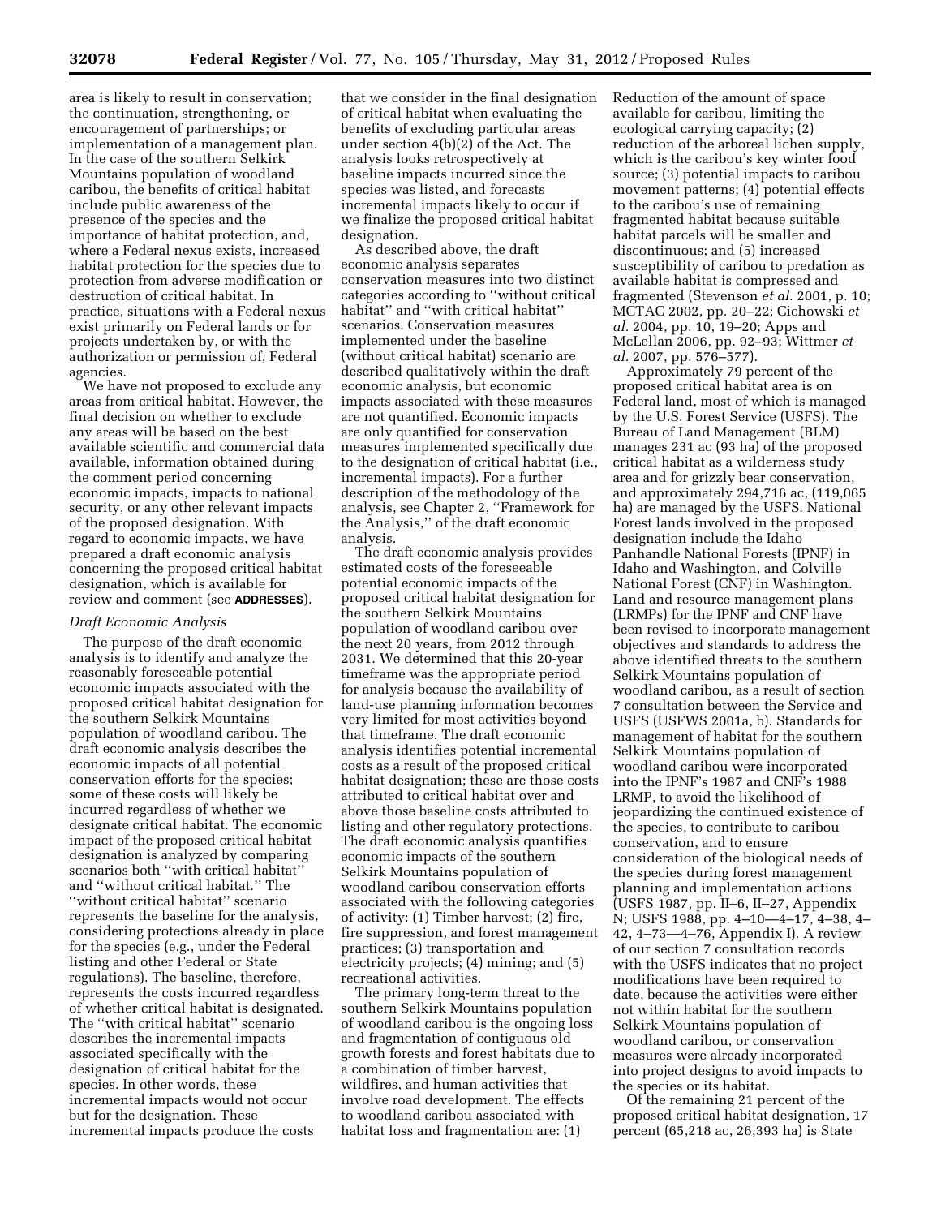area is likely to result in conservation; the continuation, strengthening, or encouragement of partnerships; or implementation of a management plan. In the case of the southern Selkirk Mountains population of woodland caribou, the benefits of critical habitat include public awareness of the presence of the species and the importance of habitat protection, and, where a Federal nexus exists, increased habitat protection for the species due to protection from adverse modification or destruction of critical habitat. In practice, situations with a Federal nexus exist primarily on Federal lands or for projects undertaken by, or with the authorization or permission of, Federal agencies.

We have not proposed to exclude any areas from critical habitat. However, the final decision on whether to exclude any areas will be based on the best available scientific and commercial data available, information obtained during the comment period concerning economic impacts, impacts to national security, or any other relevant impacts of the proposed designation. With regard to economic impacts, we have prepared a draft economic analysis concerning the proposed critical habitat designation, which is available for review and comment (see **ADDRESSES**).

### *Draft Economic Analysis*

The purpose of the draft economic analysis is to identify and analyze the reasonably foreseeable potential economic impacts associated with the proposed critical habitat designation for the southern Selkirk Mountains population of woodland caribou. The draft economic analysis describes the economic impacts of all potential conservation efforts for the species; some of these costs will likely be incurred regardless of whether we designate critical habitat. The economic impact of the proposed critical habitat designation is analyzed by comparing scenarios both "with critical habitat" and "without critical habitat." The "without critical habitat" scenario represents the baseline for the analysis, considering protections already in place for the species (e.g., under the Federal listing and other Federal or State regulations). The baseline, therefore, represents the costs incurred regardless of whether critical habitat is designated. The "with critical habitat" scenario describes the incremental impacts associated specifically with the designation of critical habitat for the species. In other words, these incremental impacts would not occur but for the designation. These incremental impacts produce the costs that we consider in the final designation of critical habitat when evaluating the benefits of excluding particular areas under section 4(b)(2) of the Act. The analysis looks retrospectively at baseline impacts incurred since the species was listed, and forecasts incremental impacts likely to occur if we finalize the proposed critical habitat designation.

As described above, the draft economic analysis separates conservation measures into two distinct categories according to "without critical habitat" and "with critical habitat" scenarios. Conservation measures implemented under the baseline (without critical habitat) scenario are described qualitatively within the draft economic analysis, but economic impacts associated with these measures are not quantified. Economic impacts are only quantified for conservation measures implemented specifically due to the designation of critical habitat (i.e., incremental impacts). For a further description of the methodology of the analysis, see Chapter 2, "Framework for the Analysis," of the draft economic analysis.

The draft economic analysis provides estimated costs of the foreseeable potential economic impacts of the proposed critical habitat designation for the southern Selkirk Mountains population of woodland caribou over the next 20 years, from 2012 through 2031. We determined that this 20-year timeframe was the appropriate period for analysis because the availability of land-use planning information becomes very limited for most activities beyond that timeframe. The draft economic analysis identifies potential incremental costs as a result of the proposed critical habitat designation; these are those costs attributed to critical habitat over and above those baseline costs attributed to listing and other regulatory protections. The draft economic analysis quantifies economic impacts of the southern Selkirk Mountains population of woodland caribou conservation efforts associated with the following categories of activity: (1) Timber harvest; (2) fire, fire suppression, and forest management practices; (3) transportation and electricity projects; (4) mining; and (5) recreational activities.

The primary long-term threat to the southern Selkirk Mountains population of woodland caribou is the ongoing loss and fragmentation of contiguous old growth forests and forest habitats due to a combination of timber harvest, wildfires, and human activities that involve road development. The effects to woodland caribou associated with habitat loss and fragmentation are: (1) Reduction of the amount of space available for caribou, limiting the ecological carrying capacity; (2) reduction of the arboreal lichen supply, which is the caribou's key winter food source; (3) potential impacts to caribou movement patterns; (4) potential effects to the caribou's use of remaining fragmented habitat because suitable habitat parcels will be smaller and discontinuous; and (5) increased susceptibility of caribou to predation as available habitat is compressed and fragmented (Stevenson *et al.* 2001, p. 10; MCTAC 2002, pp. 20–22; Cichowski *et al.* 2004, pp. 10, 19–20; Apps and McLellan 2006, pp. 92–93; Wittmer *et al.* 2007, pp. 576–577).

Approximately 79 percent of the proposed critical habitat area is on Federal land, most of which is managed by the U.S. Forest Service (USFS). The Bureau of Land Management (BLM) manages 231 ac (93 ha) of the proposed critical habitat as a wilderness study area and for grizzly bear conservation, and approximately 294,716 ac, (119,065 ha) are managed by the USFS. National Forest lands involved in the proposed designation include the Idaho Panhandle National Forests (IPNF) in Idaho and Washington, and Colville National Forest (CNF) in Washington. Land and resource management plans (LRMPs) for the IPNF and CNF have been revised to incorporate management objectives and standards to address the above identified threats to the southern Selkirk Mountains population of woodland caribou, as a result of section 7 consultation between the Service and USFS (USFWS 2001a, b). Standards for management of habitat for the southern Selkirk Mountains population of woodland caribou were incorporated into the IPNF's 1987 and CNF's 1988 LRMP, to avoid the likelihood of jeopardizing the continued existence of the species, to contribute to caribou conservation, and to ensure consideration of the biological needs of the species during forest management planning and implementation actions (USFS 1987, pp. II–6, II–27, Appendix N; USFS 1988, pp. 4–10—4–17, 4–38, 4–42, 4–73—4–76, Appendix I). A review of our section 7 consultation records with the USFS indicates that no project modifications have been required to date, because the activities were either not within habitat for the southern Selkirk Mountains population of woodland caribou, or conservation measures were already incorporated into project designs to avoid impacts to the species or its habitat.

Of the remaining 21 percent of the proposed critical habitat designation, 17 percent (65,218 ac, 26,393 ha) is State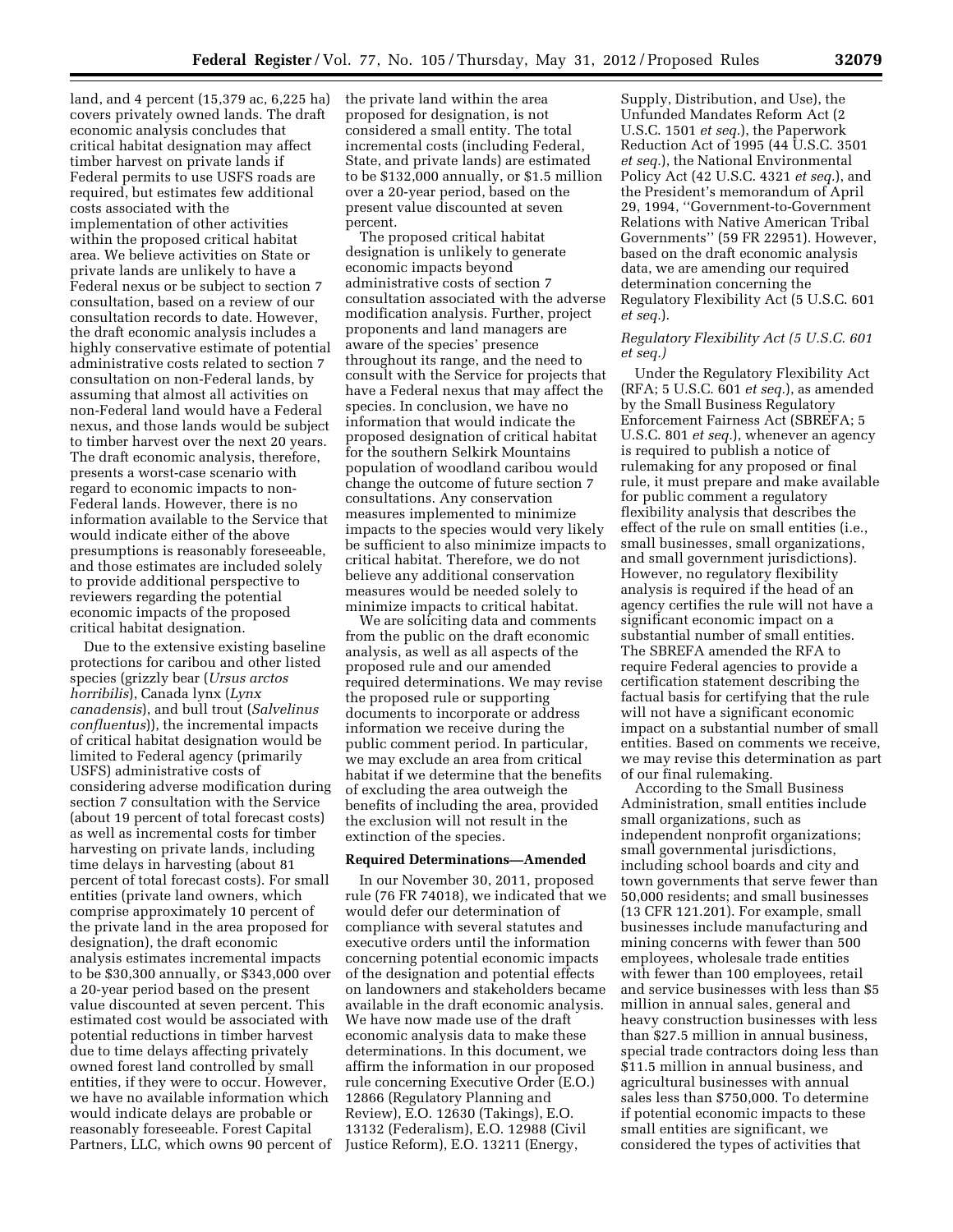land, and 4 percent (15,379 ac, 6,225 ha) covers privately owned lands. The draft economic analysis concludes that critical habitat designation may affect timber harvest on private lands if Federal permits to use USFS roads are required, but estimates few additional costs associated with the implementation of other activities within the proposed critical habitat area. We believe activities on State or private lands are unlikely to have a Federal nexus or be subject to section 7 consultation, based on a review of our consultation records to date. However, the draft economic analysis includes a highly conservative estimate of potential administrative costs related to section 7 consultation on non-Federal lands, by assuming that almost all activities on non-Federal land would have a Federal nexus, and those lands would be subject to timber harvest over the next 20 years. The draft economic analysis, therefore, presents a worst-case scenario with regard to economic impacts to non-Federal lands. However, there is no information available to the Service that would indicate either of the above presumptions is reasonably foreseeable, and those estimates are included solely to provide additional perspective to reviewers regarding the potential economic impacts of the proposed critical habitat designation.

Due to the extensive existing baseline protections for caribou and other listed species (grizzly bear (*Ursus arctos horribilis*), Canada lynx (*Lynx canadensis*), and bull trout (*Salvelinus confluentus*)), the incremental impacts of critical habitat designation would be limited to Federal agency (primarily USFS) administrative costs of considering adverse modification during section 7 consultation with the Service (about 19 percent of total forecast costs) as well as incremental costs for timber harvesting on private lands, including time delays in harvesting (about 81 percent of total forecast costs). For small entities (private land owners, which comprise approximately 10 percent of the private land in the area proposed for designation), the draft economic analysis estimates incremental impacts to be $30,300 annually, or $343,000 over a 20-year period based on the present value discounted at seven percent. This estimated cost would be associated with potential reductions in timber harvest due to time delays affecting privately owned forest land controlled by small entities, if they were to occur. However, we have no available information which would indicate delays are probable or reasonably foreseeable. Forest Capital Partners, LLC, which owns 90 percent of the private land within the area proposed for designation, is not considered a small entity. The total incremental costs (including Federal, State, and private lands) are estimated to be $132,000 annually, or $1.5 million over a 20-year period, based on the present value discounted at seven percent.

The proposed critical habitat designation is unlikely to generate economic impacts beyond administrative costs of section 7 consultation associated with the adverse modification analysis. Further, project proponents and land managers are aware of the species' presence throughout its range, and the need to consult with the Service for projects that have a Federal nexus that may affect the species. In conclusion, we have no information that would indicate the proposed designation of critical habitat for the southern Selkirk Mountains population of woodland caribou would change the outcome of future section 7 consultations. Any conservation measures implemented to minimize impacts to the species would very likely be sufficient to also minimize impacts to critical habitat. Therefore, we do not believe any additional conservation measures would be needed solely to minimize impacts to critical habitat.

We are soliciting data and comments from the public on the draft economic analysis, as well as all aspects of the proposed rule and our amended required determinations. We may revise the proposed rule or supporting documents to incorporate or address information we receive during the public comment period. In particular, we may exclude an area from critical habitat if we determine that the benefits of excluding the area outweigh the benefits of including the area, provided the exclusion will not result in the extinction of the species.

## Required Determinations—Amended

In our November 30, 2011, proposed rule (76 FR 74018), we indicated that we would defer our determination of compliance with several statutes and executive orders until the information concerning potential economic impacts of the designation and potential effects on landowners and stakeholders became available in the draft economic analysis. We have now made use of the draft economic analysis data to make these determinations. In this document, we affirm the information in our proposed rule concerning Executive Order (E.O.) 12866 (Regulatory Planning and Review), E.O. 12630 (Takings), E.O. 13132 (Federalism), E.O. 12988 (Civil Justice Reform), E.O. 13211 (Energy, Supply, Distribution, and Use), the Unfunded Mandates Reform Act (2 U.S.C. 1501 *et seq.*), the Paperwork Reduction Act of 1995 (44 U.S.C. 3501 *et seq.*), the National Environmental Policy Act (42 U.S.C. 4321 *et seq.*), and the President's memorandum of April 29, 1994, "Government-to-Government Relations with Native American Tribal Governments" (59 FR 22951). However, based on the draft economic analysis data, we are amending our required determination concerning the Regulatory Flexibility Act (5 U.S.C. 601 *et seq.*).

### *Regulatory Flexibility Act (5 U.S.C. 601 et seq.)*

Under the Regulatory Flexibility Act (RFA; 5 U.S.C. 601 *et seq.*), as amended by the Small Business Regulatory Enforcement Fairness Act (SBREFA; 5 U.S.C. 801 *et seq.*), whenever an agency is required to publish a notice of rulemaking for any proposed or final rule, it must prepare and make available for public comment a regulatory flexibility analysis that describes the effect of the rule on small entities (i.e., small businesses, small organizations, and small government jurisdictions). However, no regulatory flexibility analysis is required if the head of an agency certifies the rule will not have a significant economic impact on a substantial number of small entities. The SBREFA amended the RFA to require Federal agencies to provide a certification statement describing the factual basis for certifying that the rule will not have a significant economic impact on a substantial number of small entities. Based on comments we receive, we may revise this determination as part of our final rulemaking.

According to the Small Business Administration, small entities include small organizations, such as independent nonprofit organizations; small governmental jurisdictions, including school boards and city and town governments that serve fewer than 50,000 residents; and small businesses (13 CFR 121.201). For example, small businesses include manufacturing and mining concerns with fewer than 500 employees, wholesale trade entities with fewer than 100 employees, retail and service businesses with less than $5 million in annual sales, general and heavy construction businesses with less than $27.5 million in annual business, special trade contractors doing less than $11.5 million in annual business, and agricultural businesses with annual sales less than $750,000. To determine if potential economic impacts to these small entities are significant, we considered the types of activities that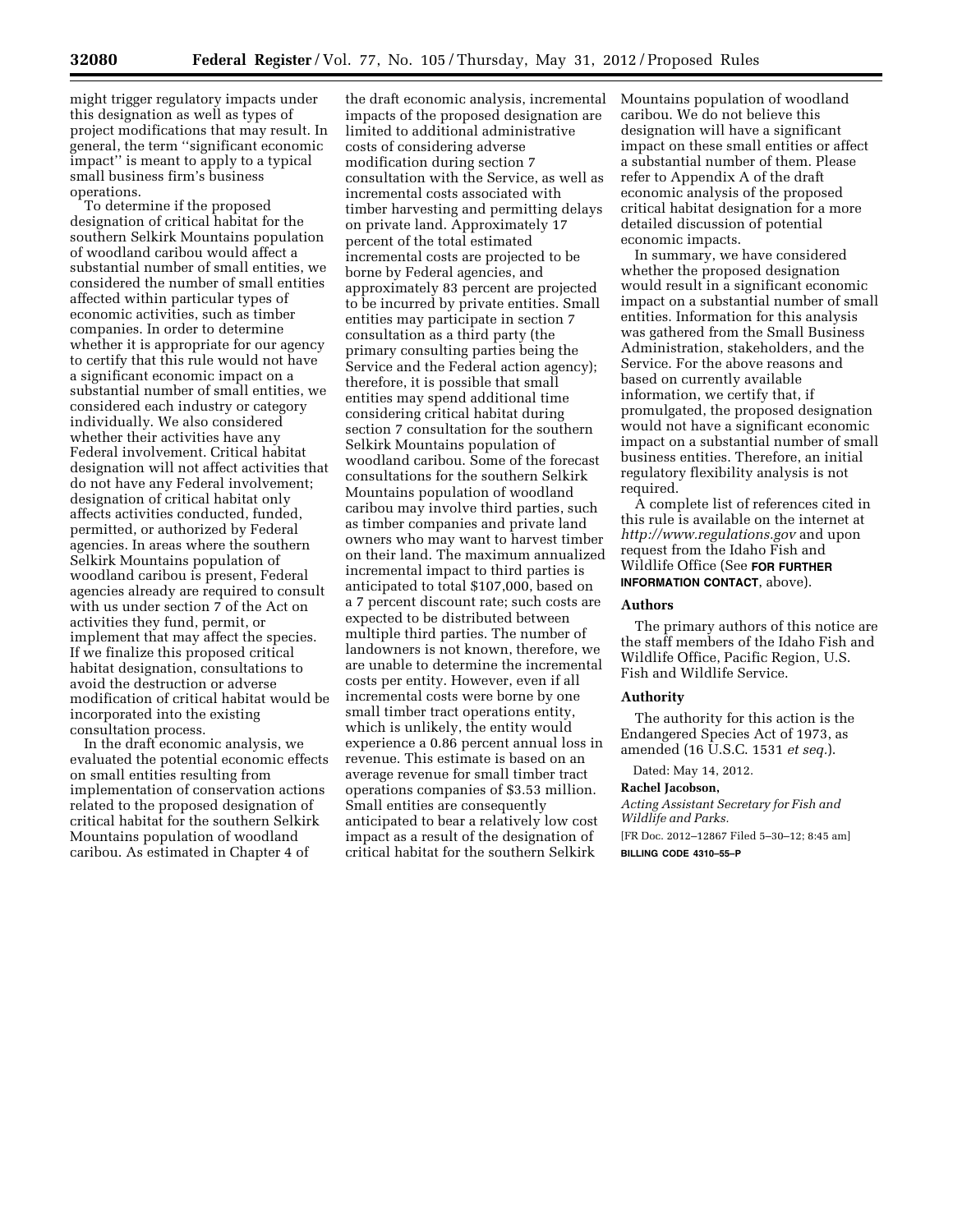might trigger regulatory impacts under this designation as well as types of project modifications that may result. In general, the term ''significant economic impact'' is meant to apply to a typical small business firm's business operations.

To determine if the proposed designation of critical habitat for the southern Selkirk Mountains population of woodland caribou would affect a substantial number of small entities, we considered the number of small entities affected within particular types of economic activities, such as timber companies. In order to determine whether it is appropriate for our agency to certify that this rule would not have a significant economic impact on a substantial number of small entities, we considered each industry or category individually. We also considered whether their activities have any Federal involvement. Critical habitat designation will not affect activities that do not have any Federal involvement; designation of critical habitat only affects activities conducted, funded, permitted, or authorized by Federal agencies. In areas where the southern Selkirk Mountains population of woodland caribou is present, Federal agencies already are required to consult with us under section 7 of the Act on activities they fund, permit, or implement that may affect the species. If we finalize this proposed critical habitat designation, consultations to avoid the destruction or adverse modification of critical habitat would be incorporated into the existing consultation process.

In the draft economic analysis, we evaluated the potential economic effects on small entities resulting from implementation of conservation actions related to the proposed designation of critical habitat for the southern Selkirk Mountains population of woodland caribou. As estimated in Chapter 4 of the draft economic analysis, incremental impacts of the proposed designation are limited to additional administrative costs of considering adverse modification during section 7 consultation with the Service, as well as incremental costs associated with timber harvesting and permitting delays on private land. Approximately 17 percent of the total estimated incremental costs are projected to be borne by Federal agencies, and approximately 83 percent are projected to be incurred by private entities. Small entities may participate in section 7 consultation as a third party (the primary consulting parties being the Service and the Federal action agency); therefore, it is possible that small entities may spend additional time considering critical habitat during section 7 consultation for the southern Selkirk Mountains population of woodland caribou. Some of the forecast consultations for the southern Selkirk Mountains population of woodland caribou may involve third parties, such as timber companies and private land owners who may want to harvest timber on their land. The maximum annualized incremental impact to third parties is anticipated to total $107,000, based on a 7 percent discount rate; such costs are expected to be distributed between multiple third parties. The number of landowners is not known, therefore, we are unable to determine the incremental costs per entity. However, even if all incremental costs were borne by one small timber tract operations entity, which is unlikely, the entity would experience a 0.86 percent annual loss in revenue. This estimate is based on an average revenue for small timber tract operations companies of $3.53 million. Small entities are consequently anticipated to bear a relatively low cost impact as a result of the designation of critical habitat for the southern Selkirk Mountains population of woodland caribou. We do not believe this designation will have a significant impact on these small entities or affect a substantial number of them. Please refer to Appendix A of the draft economic analysis of the proposed critical habitat designation for a more detailed discussion of potential economic impacts.

In summary, we have considered whether the proposed designation would result in a significant economic impact on a substantial number of small entities. Information for this analysis was gathered from the Small Business Administration, stakeholders, and the Service. For the above reasons and based on currently available information, we certify that, if promulgated, the proposed designation would not have a significant economic impact on a substantial number of small business entities. Therefore, an initial regulatory flexibility analysis is not required.

A complete list of references cited in this rule is available on the internet at *http://www.regulations.gov* and upon request from the Idaho Fish and Wildlife Office (See **FOR FURTHER INFORMATION CONTACT**, above).

## Authors

The primary authors of this notice are the staff members of the Idaho Fish and Wildlife Office, Pacific Region, U.S. Fish and Wildlife Service.

## Authority

The authority for this action is the Endangered Species Act of 1973, as amended (16 U.S.C. 1531 *et seq.*).

Dated: May 14, 2012.

**Rachel Jacobson,**

*Acting Assistant Secretary for Fish and Wildlife and Parks.*

[FR Doc. 2012–12867 Filed 5–30–12; 8:45 am]

**BILLING CODE 4310–55–P**